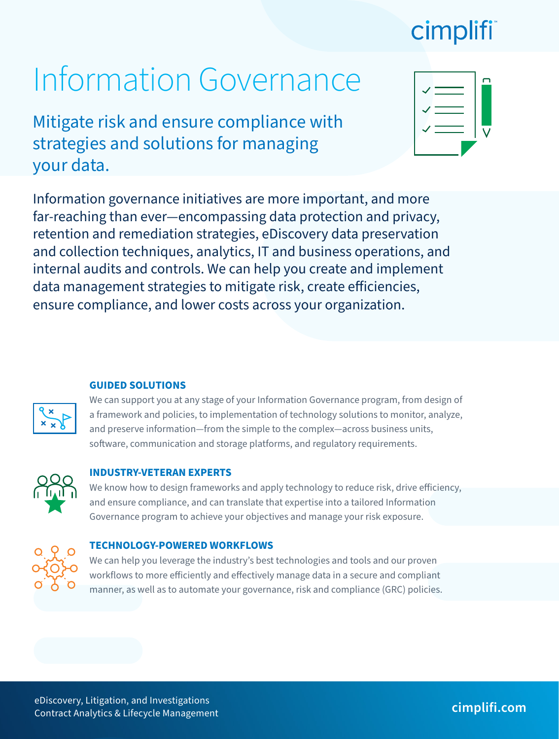cimplifi

# Information Governance

## Mitigate risk and ensure compliance with strategies and solutions for managing your data.

Information governance initiatives are more important, and more far-reaching than ever—encompassing data protection and privacy, retention and remediation strategies, eDiscovery data preservation and collection techniques, analytics, IT and business operations, and internal audits and controls. We can help you create and implement data management strategies to mitigate risk, create efficiencies, ensure compliance, and lower costs across your organization.

### GUIDED SOLUTIONS

We can support you at any stage of your Information Governance program, from design of a framework and policies, to implementation of technology solutions to monitor, analyze, and preserve information—from the simple to the complex—across business units, software, communication and storage platforms, and regulatory requirements.

### INDUSTRY-VETERAN EXPERTS

We know how to design frameworks and apply technology to reduce risk, drive efficiency, and ensure compliance, and can translate that expertise into a tailored Information Governance program to achieve your objectives and manage your risk exposure.

### TECHNOLOGY-POWERED WORKFLOWS

We can help you leverage the industry's best technologies and tools and our proven workflows to more efficiently and effectively manage data in a secure and compliant manner, as well as to automate your governance, risk and compliance (GRC) policies.

eDiscovery, Litigation, and Investigations
Contract Analytics & Lifecycle Management

cimplifi.com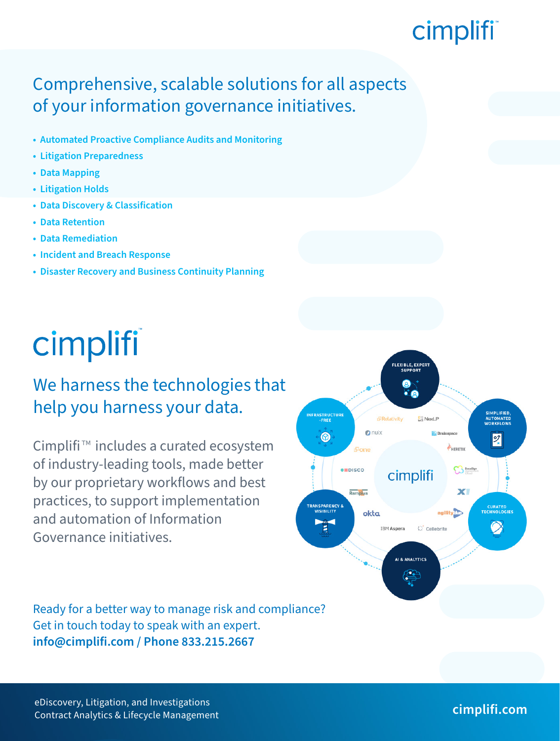cimplifi

## Comprehensive, scalable solutions for all aspects of your information governance initiatives.

- Automated Proactive Compliance Audits and Monitoring
- Litigation Preparedness
- Data Mapping
- Litigation Holds
- Data Discovery & Classification
- Data Retention
- Data Remediation
- Incident and Breach Response
- Disaster Recovery and Business Continuity Planning

# cimplifi

## We harness the technologies that help you harness your data.

Cimplifi™ includes a curated ecosystem of industry-leading tools, made better by our proprietary workflows and best practices, to support implementation and automation of Information Governance initiatives.

FLEXIBLE, EXPERT SUPPORT

SIMPLIFIED, AUTOMATED WORKFLOWS

CURATED TECHNOLOGIES

AI & ANALYTICS

TRANSPARENCY & VISIBILITY

INFRASTRUCTURE-FREE

cimplifi

Relativity

Nuix

one

DISCO

Rampiva

okta

IBM Aspera

Cellebrite

agility

X1

DocuSign

HERETIK

Brainspace

NexLP

Ready for a better way to manage risk and compliance?
Get in touch today to speak with an expert.
**info@cimplifi.com / Phone 833.215.2667**

eDiscovery, Litigation, and Investigations
Contract Analytics & Lifecycle Management

**cimplifi.com**